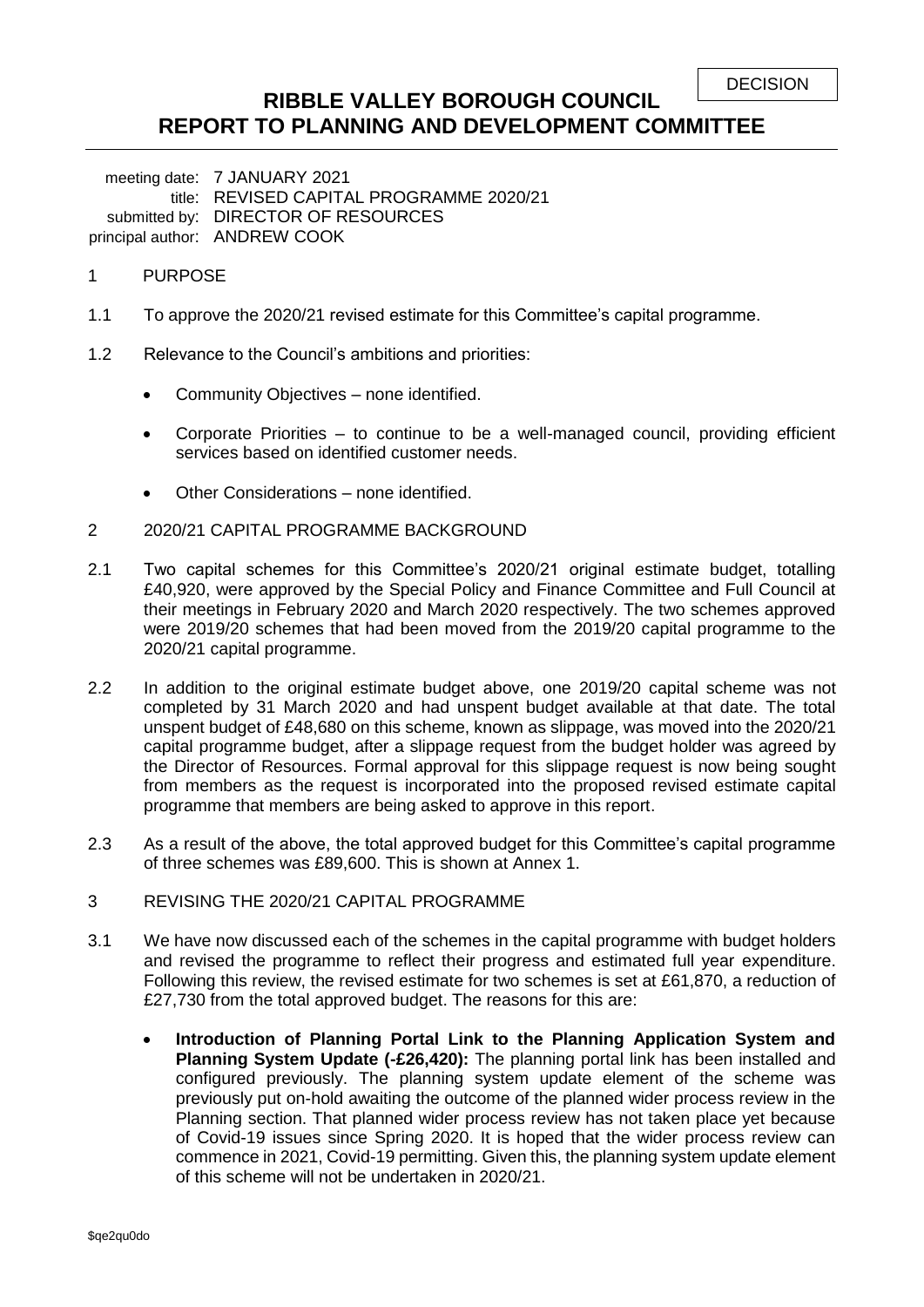DECISION

# RIBBLE VALLEY BOROUGH COUNCIL
# REPORT TO PLANNING AND DEVELOPMENT COMMITTEE

meeting date: 7 JANUARY 2021
title: REVISED CAPITAL PROGRAMME 2020/21
submitted by: DIRECTOR OF RESOURCES
principal author: ANDREW COOK

1 PURPOSE

1.1 To approve the 2020/21 revised estimate for this Committee's capital programme.

1.2 Relevance to the Council's ambitions and priorities:

- Community Objectives – none identified.
- Corporate Priorities – to continue to be a well-managed council, providing efficient services based on identified customer needs.
- Other Considerations – none identified.

2 2020/21 CAPITAL PROGRAMME BACKGROUND

2.1 Two capital schemes for this Committee's 2020/21 original estimate budget, totalling £40,920, were approved by the Special Policy and Finance Committee and Full Council at their meetings in February 2020 and March 2020 respectively. The two schemes approved were 2019/20 schemes that had been moved from the 2019/20 capital programme to the 2020/21 capital programme.

2.2 In addition to the original estimate budget above, one 2019/20 capital scheme was not completed by 31 March 2020 and had unspent budget available at that date. The total unspent budget of £48,680 on this scheme, known as slippage, was moved into the 2020/21 capital programme budget, after a slippage request from the budget holder was agreed by the Director of Resources. Formal approval for this slippage request is now being sought from members as the request is incorporated into the proposed revised estimate capital programme that members are being asked to approve in this report.

2.3 As a result of the above, the total approved budget for this Committee's capital programme of three schemes was £89,600. This is shown at Annex 1.

3 REVISING THE 2020/21 CAPITAL PROGRAMME

3.1 We have now discussed each of the schemes in the capital programme with budget holders and revised the programme to reflect their progress and estimated full year expenditure. Following this review, the revised estimate for two schemes is set at £61,870, a reduction of £27,730 from the total approved budget. The reasons for this are:

- **Introduction of Planning Portal Link to the Planning Application System and Planning System Update (-£26,420):** The planning portal link has been installed and configured previously. The planning system update element of the scheme was previously put on-hold awaiting the outcome of the planned wider process review in the Planning section. That planned wider process review has not taken place yet because of Covid-19 issues since Spring 2020. It is hoped that the wider process review can commence in 2021, Covid-19 permitting. Given this, the planning system update element of this scheme will not be undertaken in 2020/21.

$qe2qu0do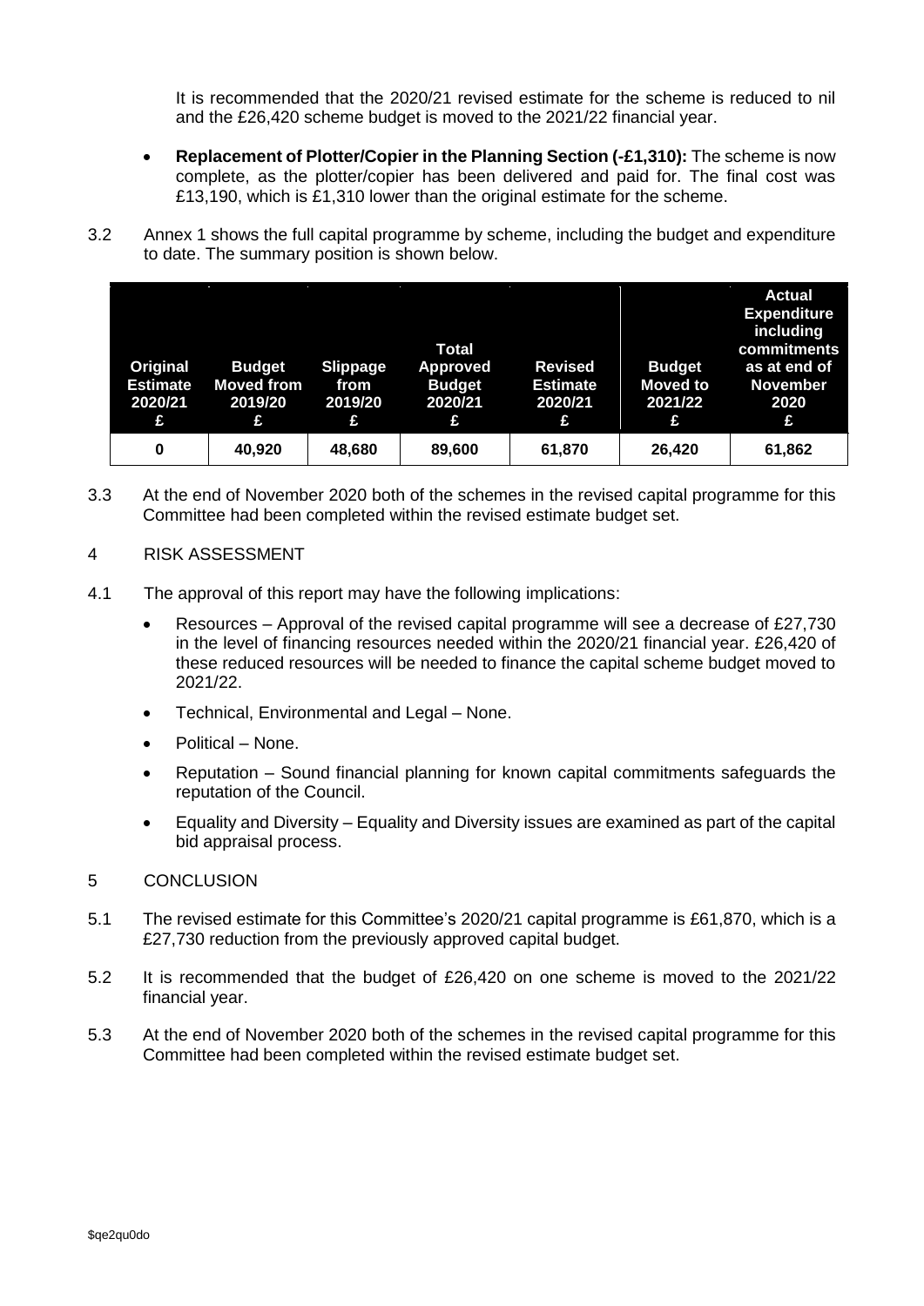It is recommended that the 2020/21 revised estimate for the scheme is reduced to nil and the £26,420 scheme budget is moved to the 2021/22 financial year.

- **Replacement of Plotter/Copier in the Planning Section (-£1,310):** The scheme is now complete, as the plotter/copier has been delivered and paid for. The final cost was £13,190, which is £1,310 lower than the original estimate for the scheme.

3.2 Annex 1 shows the full capital programme by scheme, including the budget and expenditure to date. The summary position is shown below.

| Original Estimate 2020/21 £ | Budget Moved from 2019/20 £ | Slippage from 2019/20 £ | Total Approved Budget 2020/21 £ | Revised Estimate 2020/21 £ | Budget Moved to 2021/22 £ | Actual Expenditure including commitments as at end of November 2020 £ |
|---|---|---|---|---|---|---|
| 0 | 40,920 | 48,680 | 89,600 | 61,870 | 26,420 | 61,862 |

3.3 At the end of November 2020 both of the schemes in the revised capital programme for this Committee had been completed within the revised estimate budget set.

4 RISK ASSESSMENT

4.1 The approval of this report may have the following implications:

- Resources – Approval of the revised capital programme will see a decrease of £27,730 in the level of financing resources needed within the 2020/21 financial year. £26,420 of these reduced resources will be needed to finance the capital scheme budget moved to 2021/22.
- Technical, Environmental and Legal – None.
- Political – None.
- Reputation – Sound financial planning for known capital commitments safeguards the reputation of the Council.
- Equality and Diversity – Equality and Diversity issues are examined as part of the capital bid appraisal process.

5 CONCLUSION

5.1 The revised estimate for this Committee's 2020/21 capital programme is £61,870, which is a £27,730 reduction from the previously approved capital budget.

5.2 It is recommended that the budget of £26,420 on one scheme is moved to the 2021/22 financial year.

5.3 At the end of November 2020 both of the schemes in the revised capital programme for this Committee had been completed within the revised estimate budget set.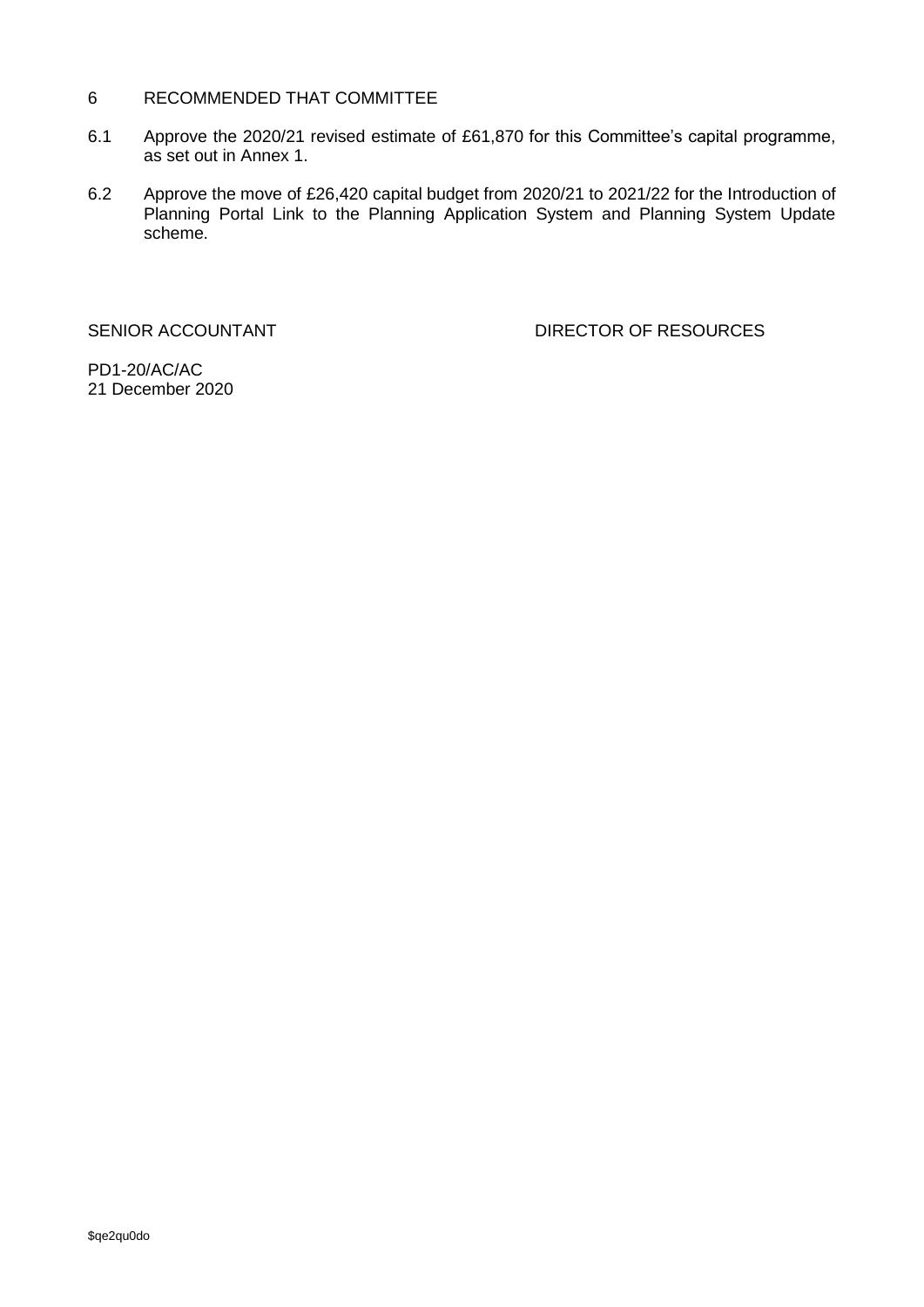## 6 RECOMMENDED THAT COMMITTEE

6.1 Approve the 2020/21 revised estimate of £61,870 for this Committee's capital programme, as set out in Annex 1.

6.2 Approve the move of £26,420 capital budget from 2020/21 to 2021/22 for the Introduction of Planning Portal Link to the Planning Application System and Planning System Update scheme.

SENIOR ACCOUNTANT DIRECTOR OF RESOURCES

PD1-20/AC/AC
21 December 2020

$qe2qu0do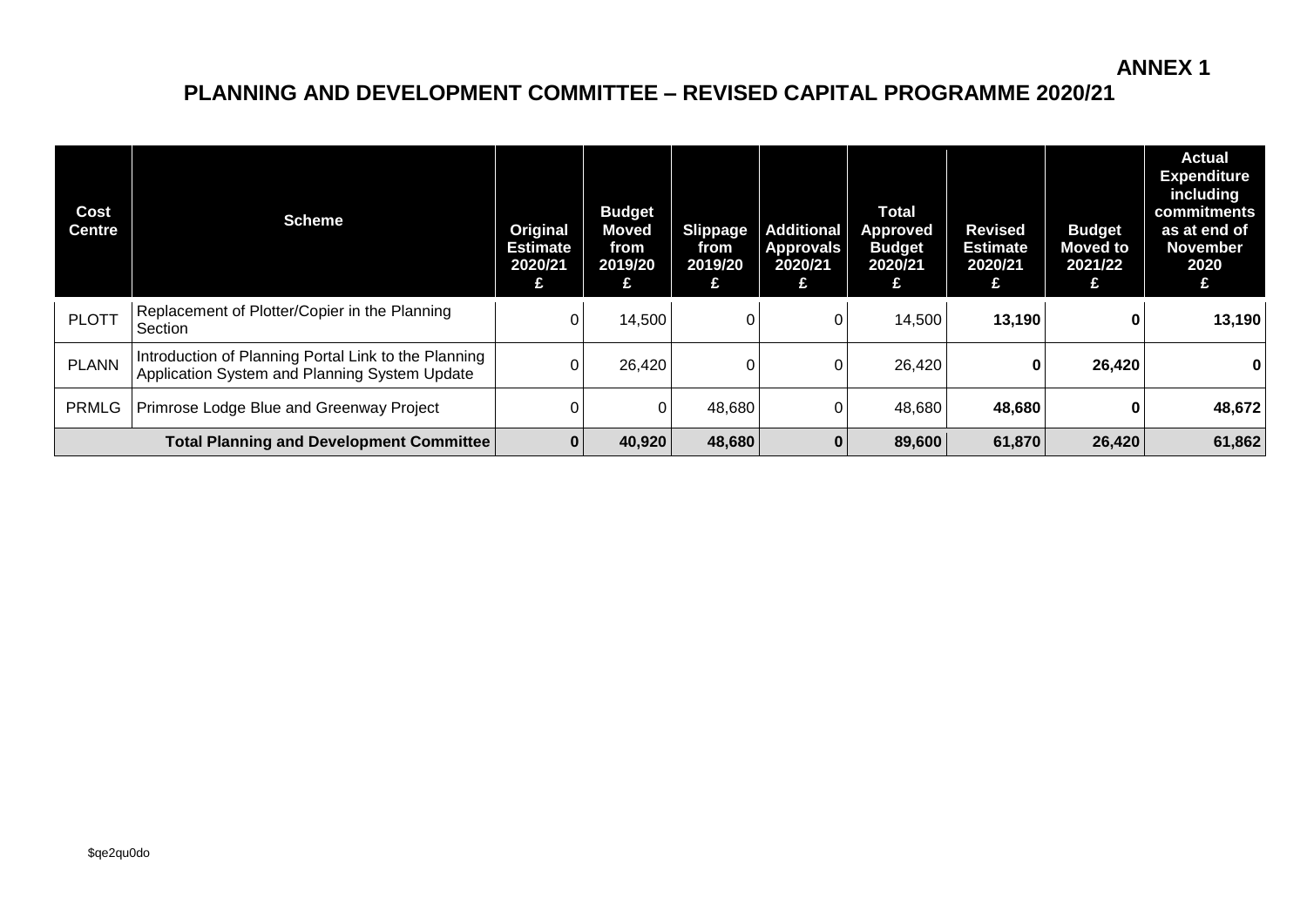**ANNEX 1**

# PLANNING AND DEVELOPMENT COMMITTEE – REVISED CAPITAL PROGRAMME 2020/21

| Cost Centre | Scheme | Original Estimate 2020/21 £ | Budget Moved from 2019/20 £ | Slippage from 2019/20 £ | Additional Approvals 2020/21 £ | Total Approved Budget 2020/21 £ | Revised Estimate 2020/21 £ | Budget Moved to 2021/22 £ | Actual Expenditure including commitments as at end of November 2020 £ |
|---|---|---|---|---|---|---|---|---|---|
| PLOTT | Replacement of Plotter/Copier in the Planning Section | 0 | 14,500 | 0 | 0 | 14,500 | **13,190** | **0** | **13,190** |
| PLANN | Introduction of Planning Portal Link to the Planning Application System and Planning System Update | 0 | 26,420 | 0 | 0 | 26,420 | **0** | **26,420** | **0** |
| PRMLG | Primrose Lodge Blue and Greenway Project | 0 | 0 | 48,680 | 0 | 48,680 | **48,680** | **0** | **48,672** |
| | **Total Planning and Development Committee** | **0** | **40,920** | **48,680** | **0** | **89,600** | **61,870** | **26,420** | **61,862** |

$qe2qu0do